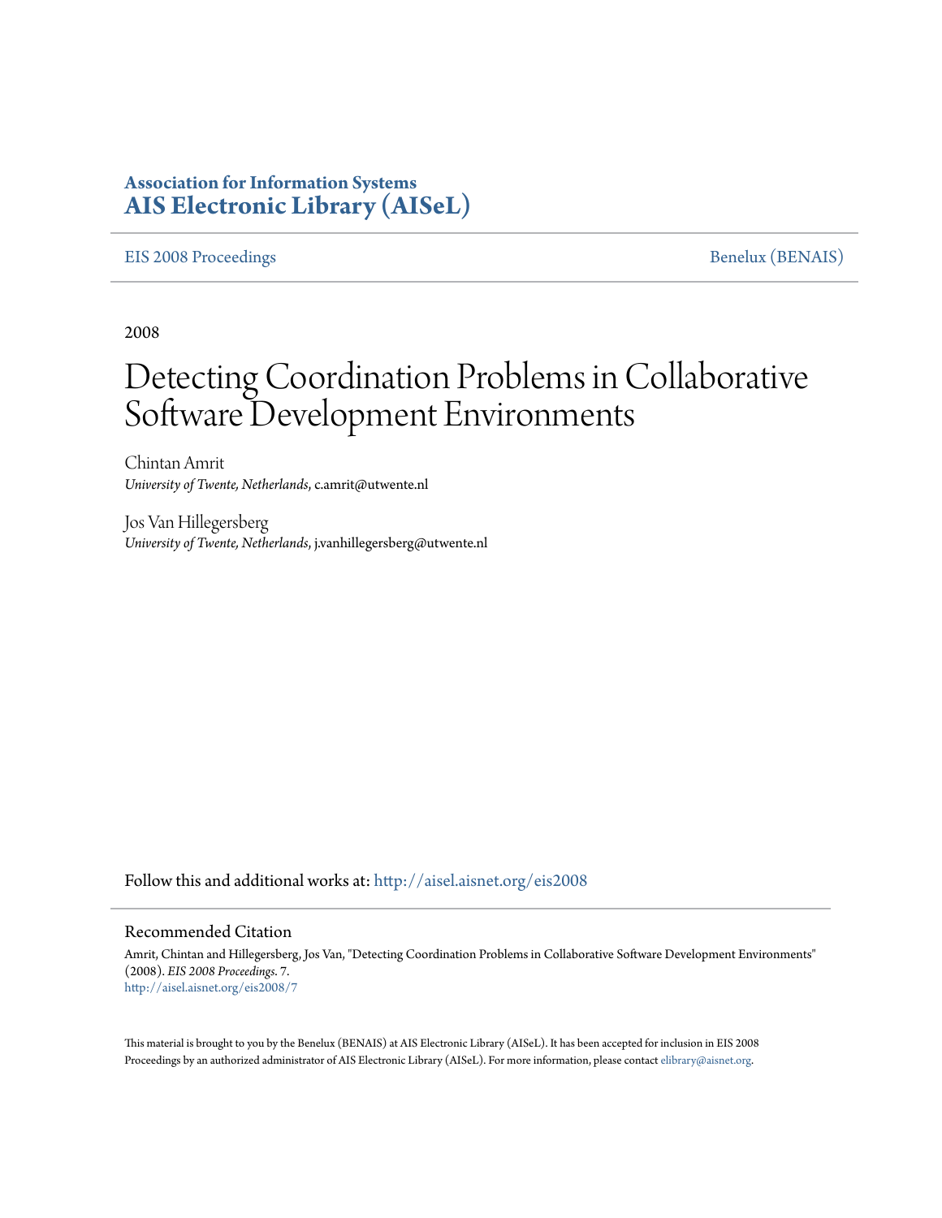# Association for Information Systems
# AIS Electronic Library (AISeL)

EIS 2008 Proceedings | Benelux (BENAIS)

2008

# Detecting Coordination Problems in Collaborative Software Development Environments

Chintan Amrit
*University of Twente, Netherlands*, c.amrit@utwente.nl

Jos Van Hillegersberg
*University of Twente, Netherlands*, j.vanhillegersberg@utwente.nl

Follow this and additional works at: http://aisel.aisnet.org/eis2008

## Recommended Citation

Amrit, Chintan and Hillegersberg, Jos Van, "Detecting Coordination Problems in Collaborative Software Development Environments" (2008). *EIS 2008 Proceedings*. 7.
http://aisel.aisnet.org/eis2008/7

This material is brought to you by the Benelux (BENAIS) at AIS Electronic Library (AISeL). It has been accepted for inclusion in EIS 2008 Proceedings by an authorized administrator of AIS Electronic Library (AISeL). For more information, please contact elibrary@aisnet.org.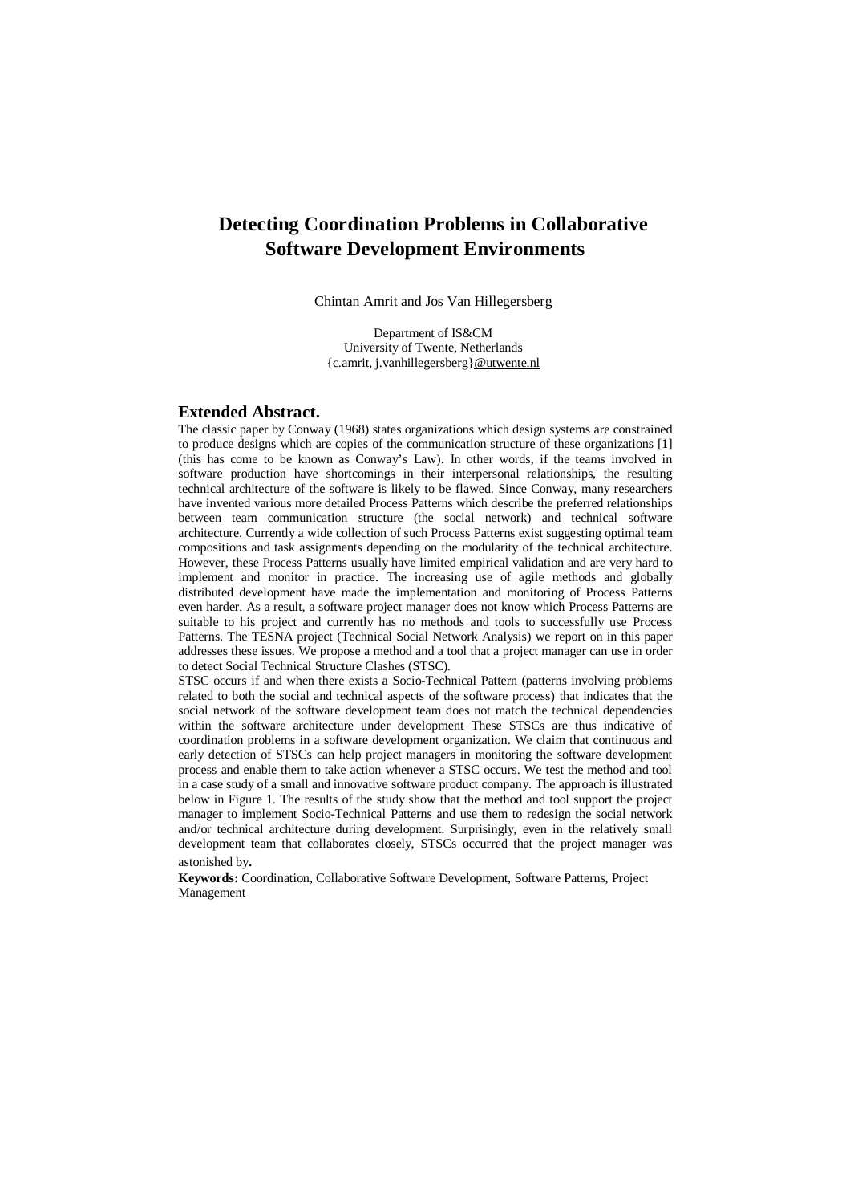# Detecting Coordination Problems in Collaborative Software Development Environments

Chintan Amrit and Jos Van Hillegersberg

Department of IS&CM
University of Twente, Netherlands
{c.amrit, j.vanhillegersberg}@utwente.nl

## Extended Abstract.

The classic paper by Conway (1968) states organizations which design systems are constrained to produce designs which are copies of the communication structure of these organizations [1] (this has come to be known as Conway's Law). In other words, if the teams involved in software production have shortcomings in their interpersonal relationships, the resulting technical architecture of the software is likely to be flawed. Since Conway, many researchers have invented various more detailed Process Patterns which describe the preferred relationships between team communication structure (the social network) and technical software architecture. Currently a wide collection of such Process Patterns exist suggesting optimal team compositions and task assignments depending on the modularity of the technical architecture. However, these Process Patterns usually have limited empirical validation and are very hard to implement and monitor in practice. The increasing use of agile methods and globally distributed development have made the implementation and monitoring of Process Patterns even harder. As a result, a software project manager does not know which Process Patterns are suitable to his project and currently has no methods and tools to successfully use Process Patterns. The TESNA project (Technical Social Network Analysis) we report on in this paper addresses these issues. We propose a method and a tool that a project manager can use in order to detect Social Technical Structure Clashes (STSC).

STSC occurs if and when there exists a Socio-Technical Pattern (patterns involving problems related to both the social and technical aspects of the software process) that indicates that the social network of the software development team does not match the technical dependencies within the software architecture under development These STSCs are thus indicative of coordination problems in a software development organization. We claim that continuous and early detection of STSCs can help project managers in monitoring the software development process and enable them to take action whenever a STSC occurs. We test the method and tool in a case study of a small and innovative software product company. The approach is illustrated below in Figure 1. The results of the study show that the method and tool support the project manager to implement Socio-Technical Patterns and use them to redesign the social network and/or technical architecture during development. Surprisingly, even in the relatively small development team that collaborates closely, STSCs occurred that the project manager was astonished by.

**Keywords:** Coordination, Collaborative Software Development, Software Patterns, Project Management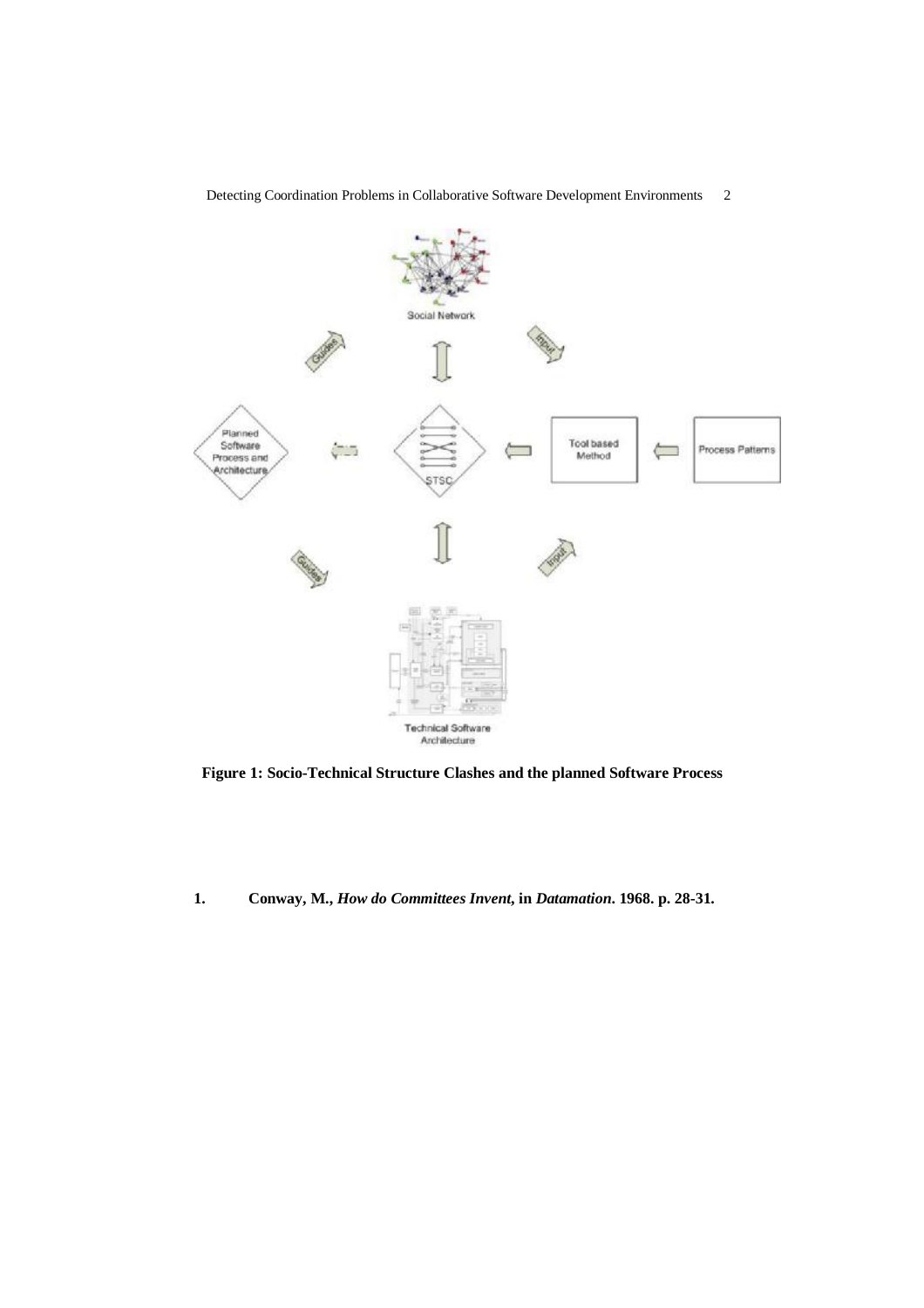Social Network

Guides

Input

Planned Software Process and Architecture

STSC

Tool based Method

Process Patterns

Guides

Input

Technical Software Architecture

**Figure 1: Socio-Technical Structure Clashes and the planned Software Process**

1. **Conway, M.,** ***How do Committees Invent*****, in** ***Datamation*****. 1968. p. 28-31.**